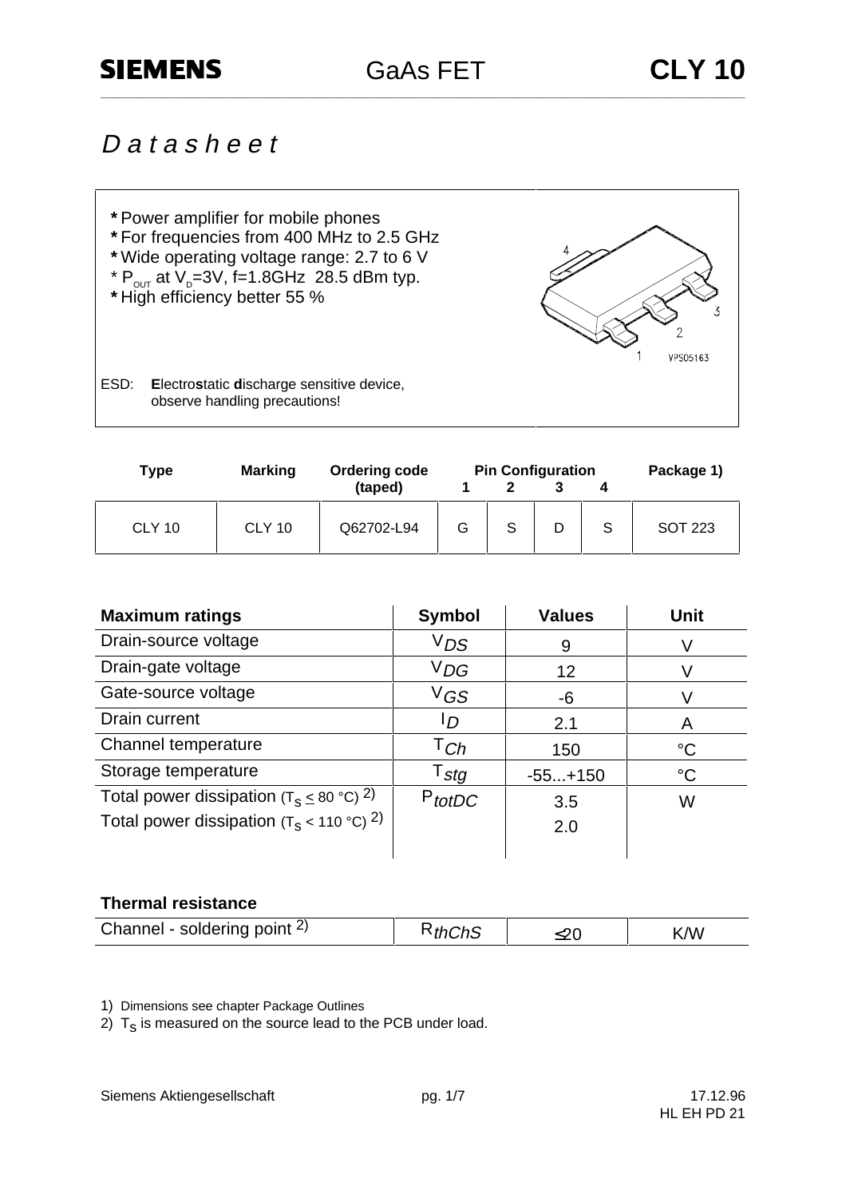SIEMENS GaAs FET **CLY 10**

# *Datasheet*

- Power amplifier for mobile phones
- For frequencies from 400 MHz to 2.5 GHz
- Wide operating voltage range: 2.7 to 6 V
- $P_{OUT}$ at $V_D$=3V, f=1.8GHz 28.5 dBm typ.
- High efficiency better 55 %

ESD: **E**lectro**s**tatic **d**ischarge sensitive device, observe handling precautions!

| Type | Marking | Ordering code (taped) | Pin Configuration 1 | 2 | 3 | 4 | Package 1) |
|---|---|---|---|---|---|---|---|
| CLY 10 | CLY 10 | Q62702-L94 | G | S | D | S | SOT 223 |

| Maximum ratings | Symbol | Values | Unit |
|---|---|---|---|
| Drain-source voltage | $V_{DS}$ | 9 | V |
| Drain-gate voltage | $V_{DG}$ | 12 | V |
| Gate-source voltage | $V_{GS}$ | -6 | V |
| Drain current | $I_D$ | 2.1 | A |
| Channel temperature | $T_{Ch}$ | 150 | °C |
| Storage temperature | $T_{stg}$ | -55...+150 | °C |
| Total power dissipation ($T_S \leq 80$ °C) 2) | $P_{totDC}$ | 3.5 | W |
| Total power dissipation ($T_S < 110$ °C) 2) | | 2.0 | |

**Thermal resistance**

| | | | |
|---|---|---|---|
| Channel - soldering point 2) | $R_{thChS}$ | ≤20 | K/W |

1) Dimensions see chapter Package Outlines

2) $T_S$ is measured on the source lead to the PCB under load.

Siemens Aktiengesellschaft 17.12.96 HL EH PD 21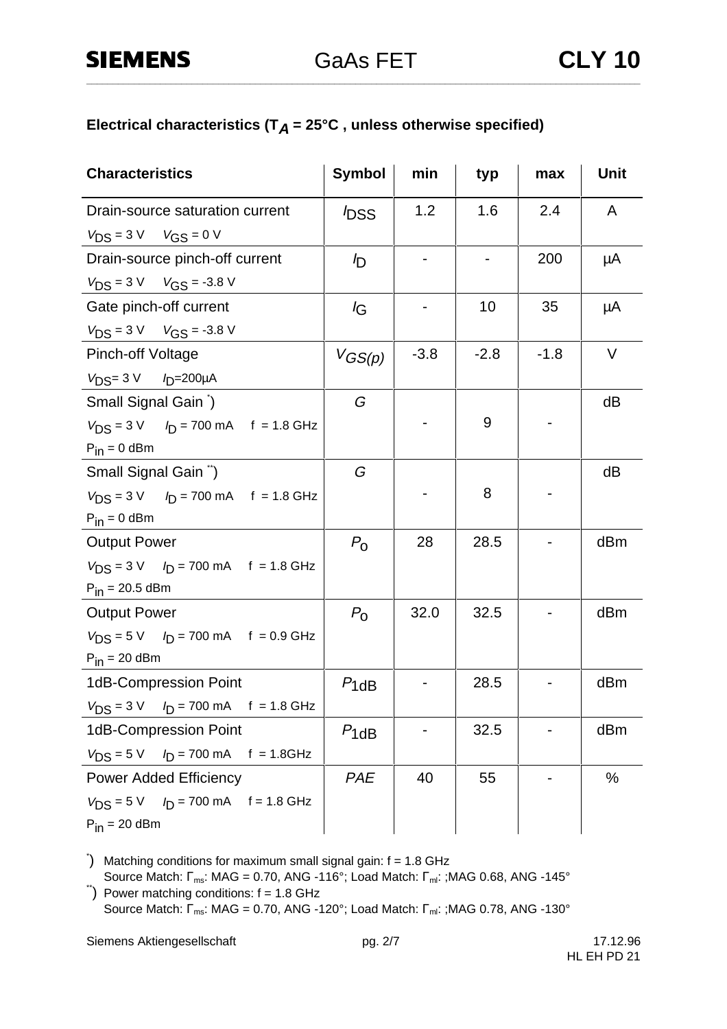## Electrical characteristics ($T_A$ = 25°C , unless otherwise specified)

| Characteristics | Symbol | min | typ | max | Unit |
|---|---|---|---|---|---|
| Drain-source saturation current<br>$V_{DS}$ = 3 V $V_{GS}$ = 0 V | $I_{DSS}$ | 1.2 | 1.6 | 2.4 | A |
| Drain-source pinch-off current<br>$V_{DS}$ = 3 V $V_{GS}$ = -3.8 V | $I_D$ | - | - | 200 | µA |
| Gate pinch-off current<br>$V_{DS}$ = 3 V $V_{GS}$ = -3.8 V | $I_G$ | - | 10 | 35 | µA |
| Pinch-off Voltage<br>$V_{DS}$= 3 V $I_D$=200µA | $V_{GS(p)}$ | -3.8 | -2.8 | -1.8 | V |
| Small Signal Gain [*])<br>$V_{DS}$ = 3 V $I_D$ = 700 mA f = 1.8 GHz<br>$P_{in}$ = 0 dBm | $G$ | - | 9 | - | dB |
| Small Signal Gain [**])<br>$V_{DS}$ = 3 V $I_D$ = 700 mA f = 1.8 GHz<br>$P_{in}$ = 0 dBm | $G$ | - | 8 | - | dB |
| Output Power<br>$V_{DS}$ = 3 V $I_D$ = 700 mA f = 1.8 GHz<br>$P_{in}$ = 20.5 dBm | $P_O$ | 28 | 28.5 | - | dBm |
| Output Power<br>$V_{DS}$ = 5 V $I_D$ = 700 mA f = 0.9 GHz<br>$P_{in}$ = 20 dBm | $P_O$ | 32.0 | 32.5 | - | dBm |
| 1dB-Compression Point<br>$V_{DS}$ = 3 V $I_D$ = 700 mA f = 1.8 GHz | $P_{1dB}$ | - | 28.5 | - | dBm |
| 1dB-Compression Point<br>$V_{DS}$ = 5 V $I_D$ = 700 mA f = 1.8GHz | $P_{1dB}$ | - | 32.5 | - | dBm |
| Power Added Efficiency<br>$V_{DS}$ = 5 V $I_D$ = 700 mA f = 1.8 GHz<br>$P_{in}$ = 20 dBm | $PAE$ | 40 | 55 | - | % |

[*]) Matching conditions for maximum small signal gain: f = 1.8 GHz
Source Match: $\Gamma_{ms}$: MAG = 0.70, ANG -116°; Load Match: $\Gamma_{ml}$: ;MAG 0.68, ANG -145°

[**]) Power matching conditions: f = 1.8 GHz
Source Match: $\Gamma_{ms}$: MAG = 0.70, ANG -120°; Load Match: $\Gamma_{ml}$: ;MAG 0.78, ANG -130°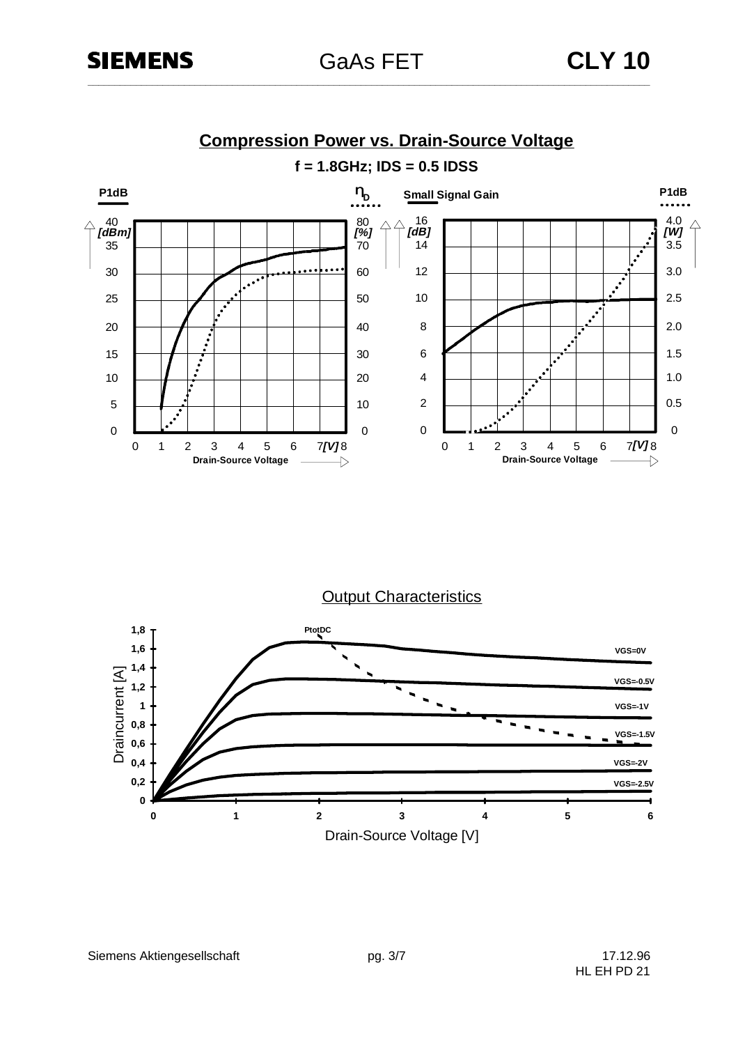## Compression Power vs. Drain-Source Voltage

**f = 1.8GHz; IDS = 0.5 IDSS**

P1dB [dBm] | $\eta_D$ [%] | Small Signal Gain [dB] | P1dB [W]

Drain-Source Voltage [V]

## Output Characteristics

PtotDC

VGS=0V, VGS=-0.5V, VGS=-1V, VGS=-1.5V, VGS=-2V, VGS=-2.5V

Draincurrent [A]

Drain-Source Voltage [V]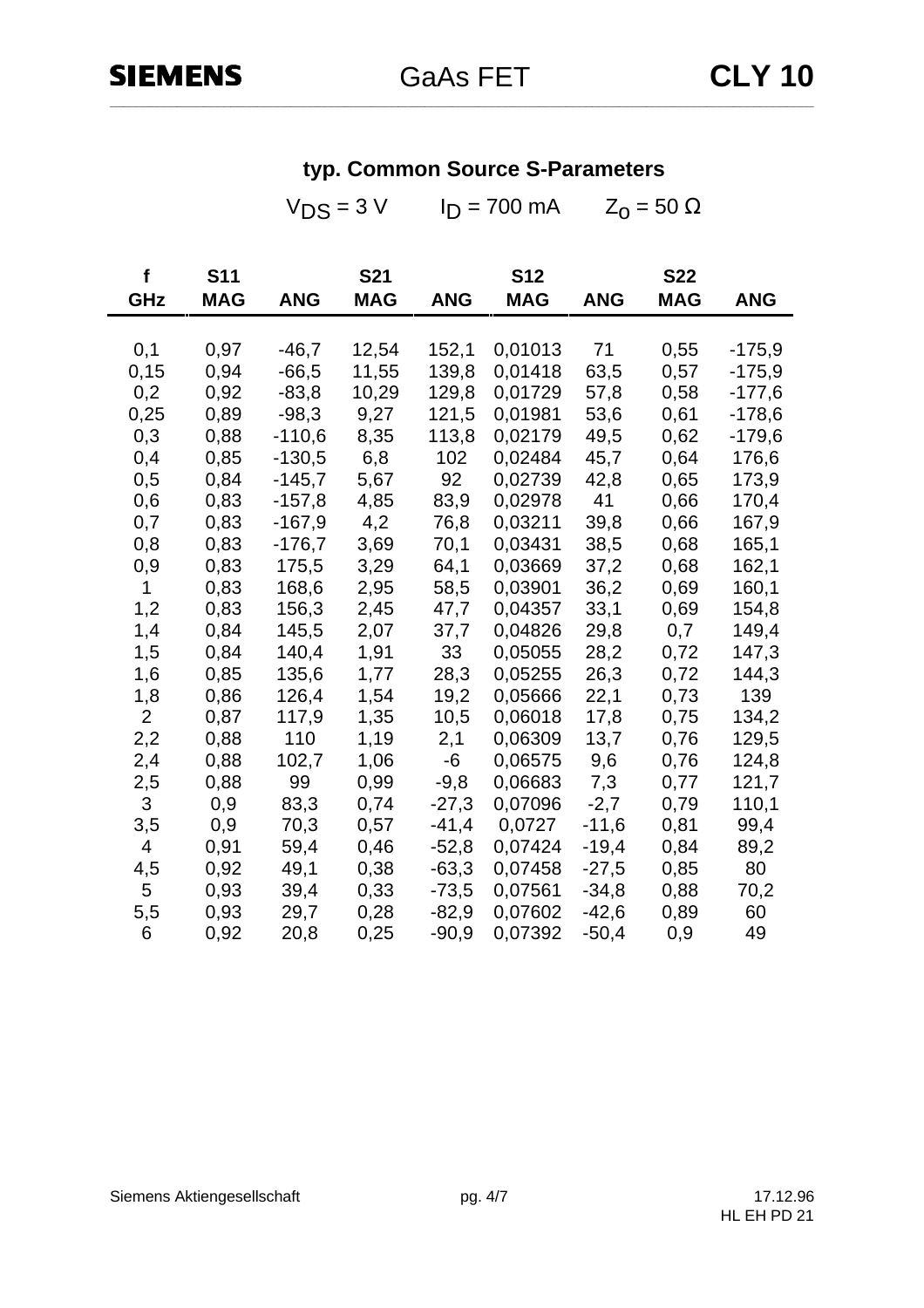## typ. Common Source S-Parameters

$V_{DS}$ = 3 V  $I_D$ = 700 mA  $Z_0$ = 50 Ω

| f | S11 | | S21 | | S12 | | S22 | |
|---|---|---|---|---|---|---|---|---|
| GHz | MAG | ANG | MAG | ANG | MAG | ANG | MAG | ANG |
| 0,1 | 0,97 | -46,7 | 12,54 | 152,1 | 0,01013 | 71 | 0,55 | -175,9 |
| 0,15 | 0,94 | -66,5 | 11,55 | 139,8 | 0,01418 | 63,5 | 0,57 | -175,9 |
| 0,2 | 0,92 | -83,8 | 10,29 | 129,8 | 0,01729 | 57,8 | 0,58 | -177,6 |
| 0,25 | 0,89 | -98,3 | 9,27 | 121,5 | 0,01981 | 53,6 | 0,61 | -178,6 |
| 0,3 | 0,88 | -110,6 | 8,35 | 113,8 | 0,02179 | 49,5 | 0,62 | -179,6 |
| 0,4 | 0,85 | -130,5 | 6,8 | 102 | 0,02484 | 45,7 | 0,64 | 176,6 |
| 0,5 | 0,84 | -145,7 | 5,67 | 92 | 0,02739 | 42,8 | 0,65 | 173,9 |
| 0,6 | 0,83 | -157,8 | 4,85 | 83,9 | 0,02978 | 41 | 0,66 | 170,4 |
| 0,7 | 0,83 | -167,9 | 4,2 | 76,8 | 0,03211 | 39,8 | 0,66 | 167,9 |
| 0,8 | 0,83 | -176,7 | 3,69 | 70,1 | 0,03431 | 38,5 | 0,68 | 165,1 |
| 0,9 | 0,83 | 175,5 | 3,29 | 64,1 | 0,03669 | 37,2 | 0,68 | 162,1 |
| 1 | 0,83 | 168,6 | 2,95 | 58,5 | 0,03901 | 36,2 | 0,69 | 160,1 |
| 1,2 | 0,83 | 156,3 | 2,45 | 47,7 | 0,04357 | 33,1 | 0,69 | 154,8 |
| 1,4 | 0,84 | 145,5 | 2,07 | 37,7 | 0,04826 | 29,8 | 0,7 | 149,4 |
| 1,5 | 0,84 | 140,4 | 1,91 | 33 | 0,05055 | 28,2 | 0,72 | 147,3 |
| 1,6 | 0,85 | 135,6 | 1,77 | 28,3 | 0,05255 | 26,3 | 0,72 | 144,3 |
| 1,8 | 0,86 | 126,4 | 1,54 | 19,2 | 0,05666 | 22,1 | 0,73 | 139 |
| 2 | 0,87 | 117,9 | 1,35 | 10,5 | 0,06018 | 17,8 | 0,75 | 134,2 |
| 2,2 | 0,88 | 110 | 1,19 | 2,1 | 0,06309 | 13,7 | 0,76 | 129,5 |
| 2,4 | 0,88 | 102,7 | 1,06 | -6 | 0,06575 | 9,6 | 0,76 | 124,8 |
| 2,5 | 0,88 | 99 | 0,99 | -9,8 | 0,06683 | 7,3 | 0,77 | 121,7 |
| 3 | 0,9 | 83,3 | 0,74 | -27,3 | 0,07096 | -2,7 | 0,79 | 110,1 |
| 3,5 | 0,9 | 70,3 | 0,57 | -41,4 | 0,0727 | -11,6 | 0,81 | 99,4 |
| 4 | 0,91 | 59,4 | 0,46 | -52,8 | 0,07424 | -19,4 | 0,84 | 89,2 |
| 4,5 | 0,92 | 49,1 | 0,38 | -63,3 | 0,07458 | -27,5 | 0,85 | 80 |
| 5 | 0,93 | 39,4 | 0,33 | -73,5 | 0,07561 | -34,8 | 0,88 | 70,2 |
| 5,5 | 0,93 | 29,7 | 0,28 | -82,9 | 0,07602 | -42,6 | 0,89 | 60 |
| 6 | 0,92 | 20,8 | 0,25 | -90,9 | 0,07392 | -50,4 | 0,9 | 49 |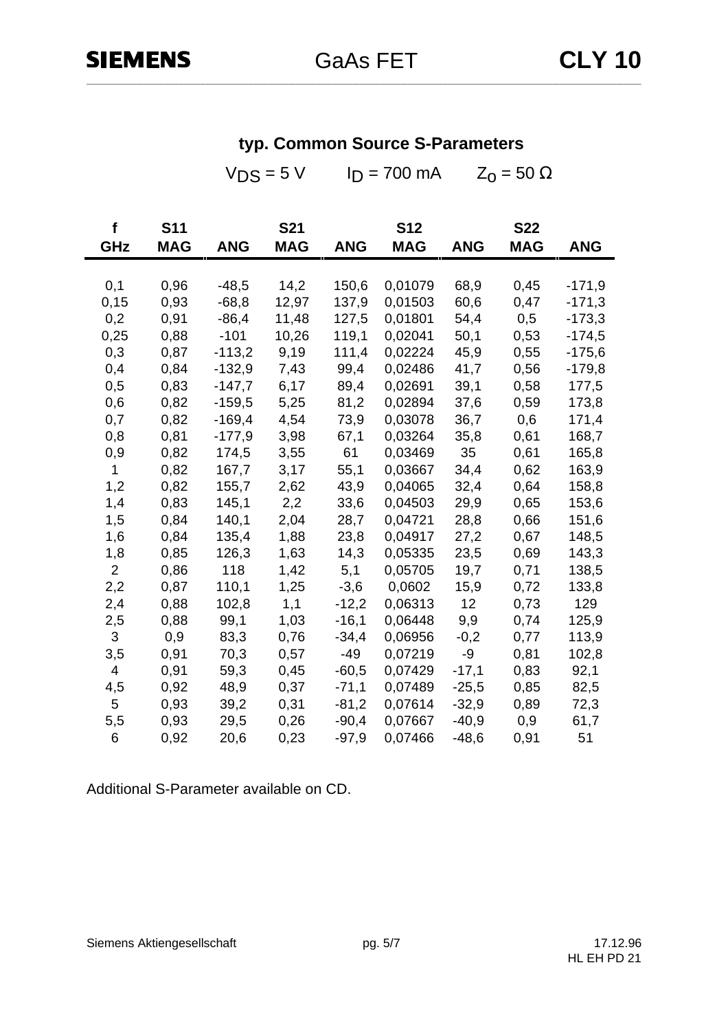## typ. Common Source S-Parameters

$V_{DS}$ = 5 V    $I_D$ = 700 mA    $Z_0$ = 50 Ω

| f | S11 | | S21 | | S12 | | S22 | |
|---|---|---|---|---|---|---|---|---|
| GHz | MAG | ANG | MAG | ANG | MAG | ANG | MAG | ANG |
| 0,1 | 0,96 | -48,5 | 14,2 | 150,6 | 0,01079 | 68,9 | 0,45 | -171,9 |
| 0,15 | 0,93 | -68,8 | 12,97 | 137,9 | 0,01503 | 60,6 | 0,47 | -171,3 |
| 0,2 | 0,91 | -86,4 | 11,48 | 127,5 | 0,01801 | 54,4 | 0,5 | -173,3 |
| 0,25 | 0,88 | -101 | 10,26 | 119,1 | 0,02041 | 50,1 | 0,53 | -174,5 |
| 0,3 | 0,87 | -113,2 | 9,19 | 111,4 | 0,02224 | 45,9 | 0,55 | -175,6 |
| 0,4 | 0,84 | -132,9 | 7,43 | 99,4 | 0,02486 | 41,7 | 0,56 | -179,8 |
| 0,5 | 0,83 | -147,7 | 6,17 | 89,4 | 0,02691 | 39,1 | 0,58 | 177,5 |
| 0,6 | 0,82 | -159,5 | 5,25 | 81,2 | 0,02894 | 37,6 | 0,59 | 173,8 |
| 0,7 | 0,82 | -169,4 | 4,54 | 73,9 | 0,03078 | 36,7 | 0,6 | 171,4 |
| 0,8 | 0,81 | -177,9 | 3,98 | 67,1 | 0,03264 | 35,8 | 0,61 | 168,7 |
| 0,9 | 0,82 | 174,5 | 3,55 | 61 | 0,03469 | 35 | 0,61 | 165,8 |
| 1 | 0,82 | 167,7 | 3,17 | 55,1 | 0,03667 | 34,4 | 0,62 | 163,9 |
| 1,2 | 0,82 | 155,7 | 2,62 | 43,9 | 0,04065 | 32,4 | 0,64 | 158,8 |
| 1,4 | 0,83 | 145,1 | 2,2 | 33,6 | 0,04503 | 29,9 | 0,65 | 153,6 |
| 1,5 | 0,84 | 140,1 | 2,04 | 28,7 | 0,04721 | 28,8 | 0,66 | 151,6 |
| 1,6 | 0,84 | 135,4 | 1,88 | 23,8 | 0,04917 | 27,2 | 0,67 | 148,5 |
| 1,8 | 0,85 | 126,3 | 1,63 | 14,3 | 0,05335 | 23,5 | 0,69 | 143,3 |
| 2 | 0,86 | 118 | 1,42 | 5,1 | 0,05705 | 19,7 | 0,71 | 138,5 |
| 2,2 | 0,87 | 110,1 | 1,25 | -3,6 | 0,0602 | 15,9 | 0,72 | 133,8 |
| 2,4 | 0,88 | 102,8 | 1,1 | -12,2 | 0,06313 | 12 | 0,73 | 129 |
| 2,5 | 0,88 | 99,1 | 1,03 | -16,1 | 0,06448 | 9,9 | 0,74 | 125,9 |
| 3 | 0,9 | 83,3 | 0,76 | -34,4 | 0,06956 | -0,2 | 0,77 | 113,9 |
| 3,5 | 0,91 | 70,3 | 0,57 | -49 | 0,07219 | -9 | 0,81 | 102,8 |
| 4 | 0,91 | 59,3 | 0,45 | -60,5 | 0,07429 | -17,1 | 0,83 | 92,1 |
| 4,5 | 0,92 | 48,9 | 0,37 | -71,1 | 0,07489 | -25,5 | 0,85 | 82,5 |
| 5 | 0,93 | 39,2 | 0,31 | -81,2 | 0,07614 | -32,9 | 0,89 | 72,3 |
| 5,5 | 0,93 | 29,5 | 0,26 | -90,4 | 0,07667 | -40,9 | 0,9 | 61,7 |
| 6 | 0,92 | 20,6 | 0,23 | -97,9 | 0,07466 | -48,6 | 0,91 | 51 |

Additional S-Parameter available on CD.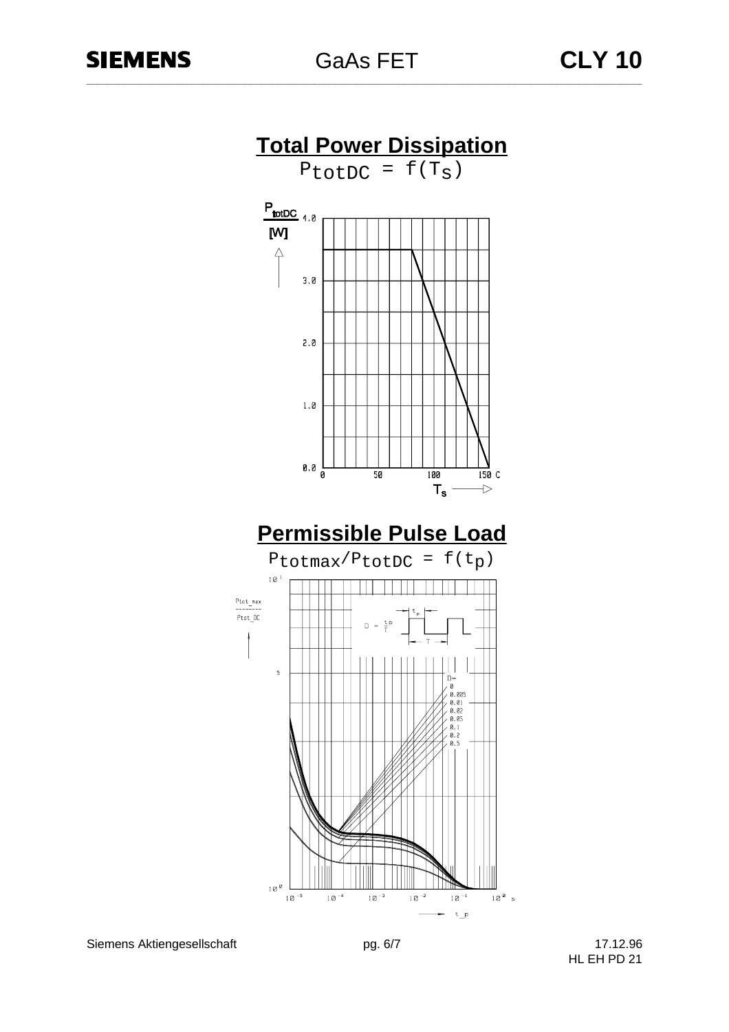## Total Power Dissipation

$P_{totDC} = f(T_S)$

$P_{totDC}$ [W]

4.0

3.0

2.0

1.0

0.0

0 50 100 150 C

$T_S$

## Permissible Pulse Load

$P_{totmax}/P_{totDC} = f(t_p)$

Ptot_max / Ptot_DC

$10^1$

5

$10^0$

$D = \frac{t_p}{T}$

$t_p$

T

D=
0
0.005
0.01
0.02
0.05
0.1
0.2
0.5

$10^{-5}$ $10^{-4}$ $10^{-3}$ $10^{-2}$ $10^{-1}$ $10^0$ s

t_p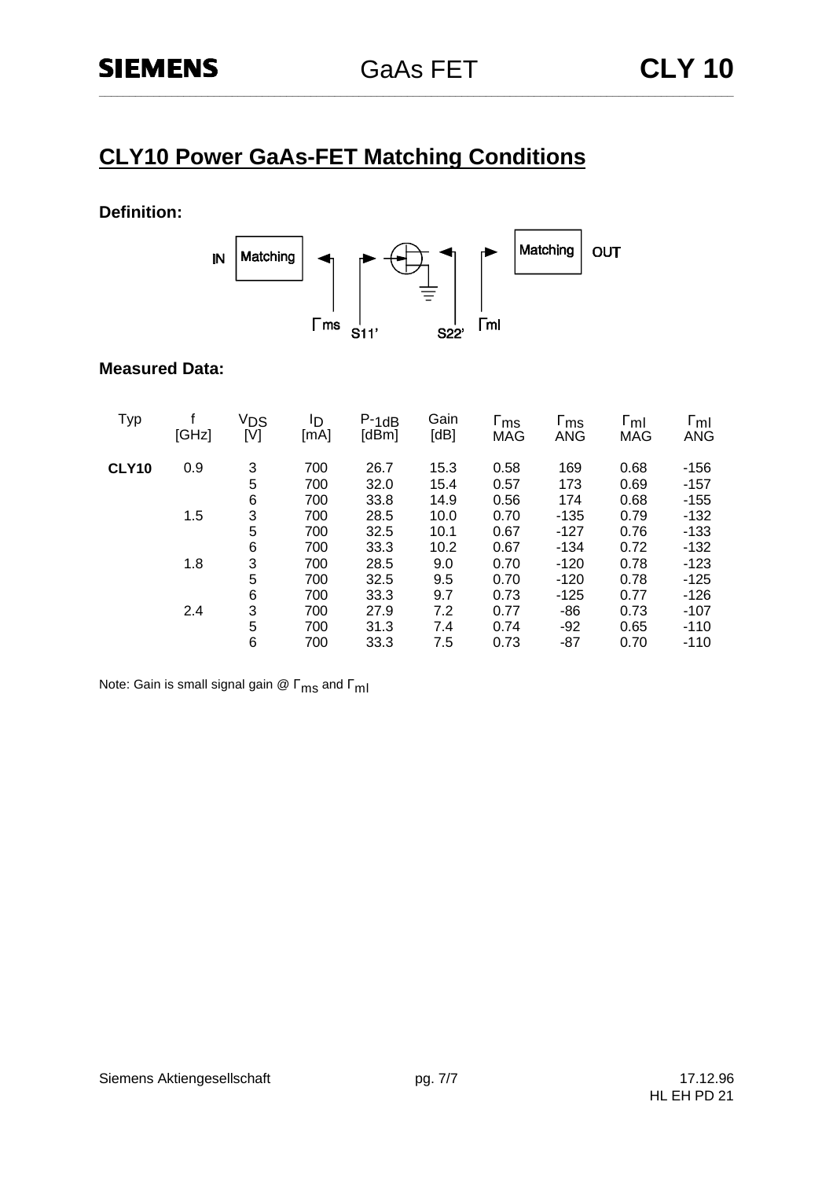# CLY10 Power GaAs-FET Matching Conditions

### Definition:

IN Matching $\Gamma_{ms}$ S11' S22' $\Gamma_{ml}$ Matching OUT

### Measured Data:

| Typ | f [GHz] | $V_{DS}$ [V] | $I_D$ [mA] | $P_{-1dB}$ [dBm] | Gain [dB] | $\Gamma_{ms}$ MAG | $\Gamma_{ms}$ ANG | $\Gamma_{ml}$ MAG | $\Gamma_{ml}$ ANG |
|---|---|---|---|---|---|---|---|---|---|
| **CLY10** | 0.9 | 3 | 700 | 26.7 | 15.3 | 0.58 | 169 | 0.68 | -156 |
| | | 5 | 700 | 32.0 | 15.4 | 0.57 | 173 | 0.69 | -157 |
| | | 6 | 700 | 33.8 | 14.9 | 0.56 | 174 | 0.68 | -155 |
| | 1.5 | 3 | 700 | 28.5 | 10.0 | 0.70 | -135 | 0.79 | -132 |
| | | 5 | 700 | 32.5 | 10.1 | 0.67 | -127 | 0.76 | -133 |
| | | 6 | 700 | 33.3 | 10.2 | 0.67 | -134 | 0.72 | -132 |
| | 1.8 | 3 | 700 | 28.5 | 9.0 | 0.70 | -120 | 0.78 | -123 |
| | | 5 | 700 | 32.5 | 9.5 | 0.70 | -120 | 0.78 | -125 |
| | | 6 | 700 | 33.3 | 9.7 | 0.73 | -125 | 0.77 | -126 |
| | 2.4 | 3 | 700 | 27.9 | 7.2 | 0.77 | -86 | 0.73 | -107 |
| | | 5 | 700 | 31.3 | 7.4 | 0.74 | -92 | 0.65 | -110 |
| | | 6 | 700 | 33.3 | 7.5 | 0.73 | -87 | 0.70 | -110 |

Note: Gain is small signal gain @ $\Gamma_{ms}$ and $\Gamma_{ml}$

Siemens Aktiengesellschaft

17.12.96
HL EH PD 21